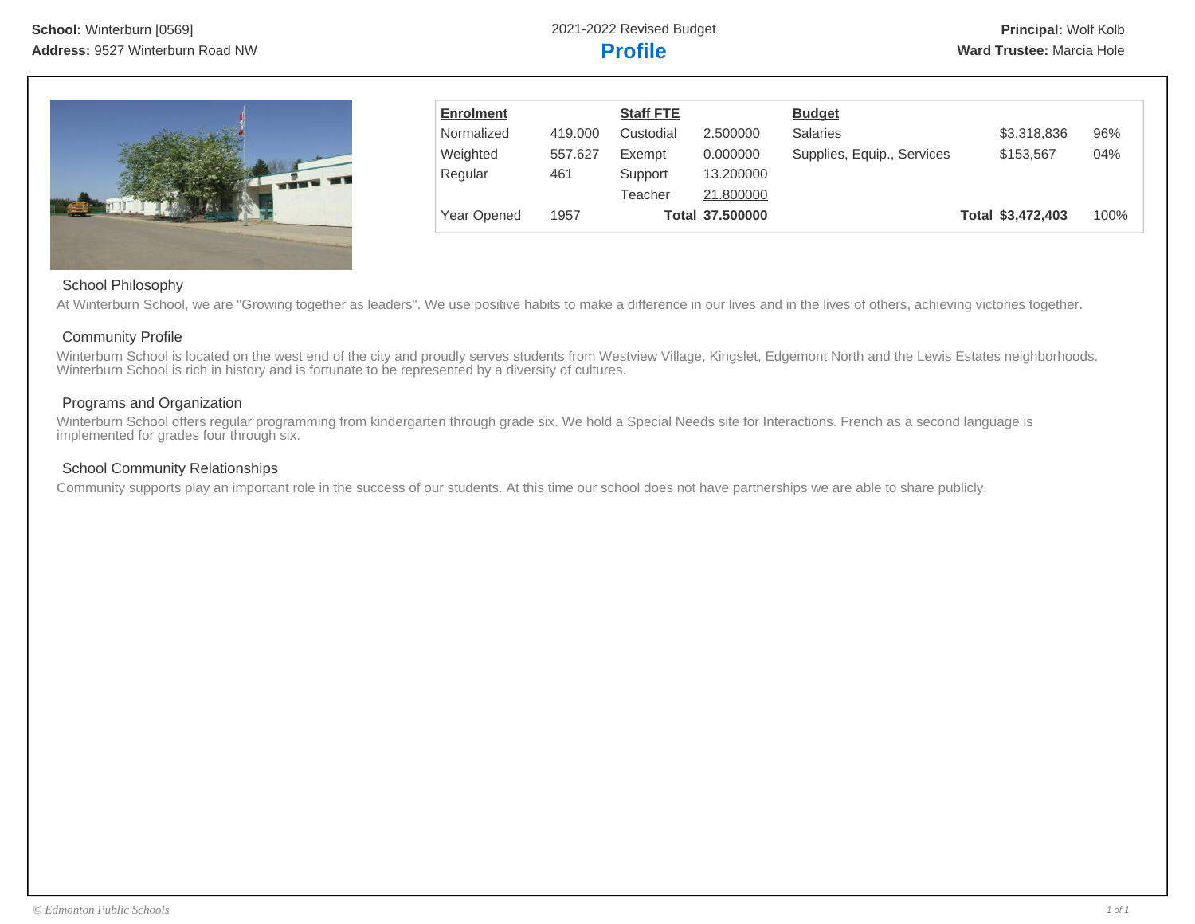**School:** Winterburn [0569]
**Address:** 9527 Winterburn Road NW

2021-2022 Revised Budget

# Profile

**Principal:** Wolf Kolb
**Ward Trustee:** Marcia Hole

| Enrolment | | Staff FTE | | Budget | | |
|---|---|---|---|---|---|---|
| Normalized | 419.000 | Custodial | 2.500000 | Salaries | $3,318,836 | 96% |
| Weighted | 557.627 | Exempt | 0.000000 | Supplies, Equip., Services | $153,567 | 04% |
| Regular | 461 | Support | 13.200000 | | | |
| | | Teacher | 21.800000 | | | |
| Year Opened | 1957 | **Total** | **37.500000** | **Total** | **$3,472,403** | 100% |

## School Philosophy

At Winterburn School, we are "Growing together as leaders". We use positive habits to make a difference in our lives and in the lives of others, achieving victories together.

## Community Profile

Winterburn School is located on the west end of the city and proudly serves students from Westview Village, Kingslet, Edgemont North and the Lewis Estates neighborhoods. Winterburn School is rich in history and is fortunate to be represented by a diversity of cultures.

## Programs and Organization

Winterburn School offers regular programming from kindergarten through grade six. We hold a Special Needs site for Interactions. French as a second language is implemented for grades four through six.

## School Community Relationships

Community supports play an important role in the success of our students. At this time our school does not have partnerships we are able to share publicly.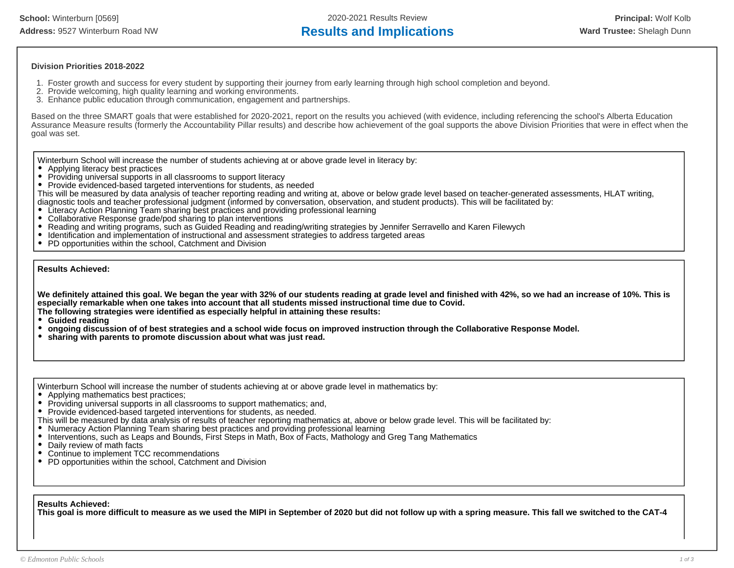School: Winterburn [0569]
Address: 9527 Winterburn Road NW

2020-2021 Results Review

# Results and Implications

Principal: Wolf Kolb
Ward Trustee: Shelagh Dunn

**Division Priorities 2018-2022**

1. Foster growth and success for every student by supporting their journey from early learning through high school completion and beyond.
2. Provide welcoming, high quality learning and working environments.
3. Enhance public education through communication, engagement and partnerships.

Based on the three SMART goals that were established for 2020-2021, report on the results you achieved (with evidence, including referencing the school's Alberta Education Assurance Measure results (formerly the Accountability Pillar results) and describe how achievement of the goal supports the above Division Priorities that were in effect when the goal was set.

Winterburn School will increase the number of students achieving at or above grade level in literacy by:

- Applying literacy best practices
- Providing universal supports in all classrooms to support literacy
- Provide evidenced-based targeted interventions for students, as needed

This will be measured by data analysis of teacher reporting reading and writing at, above or below grade level based on teacher-generated assessments, HLAT writing, diagnostic tools and teacher professional judgment (informed by conversation, observation, and student products). This will be facilitated by:

- Literacy Action Planning Team sharing best practices and providing professional learning
- Collaborative Response grade/pod sharing to plan interventions
- Reading and writing programs, such as Guided Reading and reading/writing strategies by Jennifer Serravello and Karen Filewych
- Identification and implementation of instructional and assessment strategies to address targeted areas
- PD opportunities within the school, Catchment and Division

**Results Achieved:**

**We definitely attained this goal. We began the year with 32% of our students reading at grade level and finished with 42%, so we had an increase of 10%. This is especially remarkable when one takes into account that all students missed instructional time due to Covid.**
**The following strategies were identified as especially helpful in attaining these results:**

- **Guided reading**
- **ongoing discussion of of best strategies and a school wide focus on improved instruction through the Collaborative Response Model.**
- **sharing with parents to promote discussion about what was just read.**

Winterburn School will increase the number of students achieving at or above grade level in mathematics by:

- Applying mathematics best practices;
- Providing universal supports in all classrooms to support mathematics; and,
- Provide evidenced-based targeted interventions for students, as needed.

This will be measured by data analysis of results of teacher reporting mathematics at, above or below grade level. This will be facilitated by:

- Numeracy Action Planning Team sharing best practices and providing professional learning
- Interventions, such as Leaps and Bounds, First Steps in Math, Box of Facts, Mathology and Greg Tang Mathematics
- Daily review of math facts
- Continue to implement TCC recommendations
- PD opportunities within the school, Catchment and Division

**Results Achieved:**
**This goal is more difficult to measure as we used the MIPI in September of 2020 but did not follow up with a spring measure. This fall we switched to the CAT-4**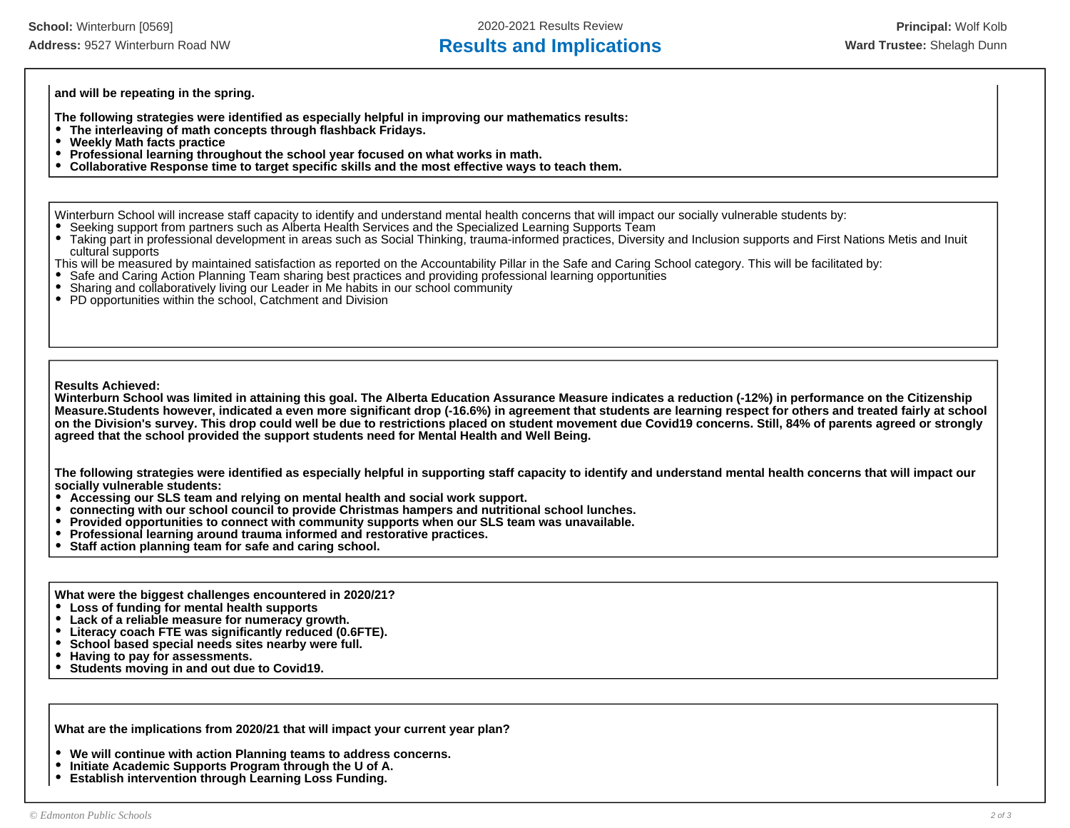**and will be repeating in the spring.**

**The following strategies were identified as especially helpful in improving our mathematics results:**

- **The interleaving of math concepts through flashback Fridays.**
- **Weekly Math facts practice**
- **Professional learning throughout the school year focused on what works in math.**
- **Collaborative Response time to target specific skills and the most effective ways to teach them.**

Winterburn School will increase staff capacity to identify and understand mental health concerns that will impact our socially vulnerable students by:

- Seeking support from partners such as Alberta Health Services and the Specialized Learning Supports Team
- Taking part in professional development in areas such as Social Thinking, trauma-informed practices, Diversity and Inclusion supports and First Nations Metis and Inuit cultural supports

This will be measured by maintained satisfaction as reported on the Accountability Pillar in the Safe and Caring School category. This will be facilitated by:

- Safe and Caring Action Planning Team sharing best practices and providing professional learning opportunities
- Sharing and collaboratively living our Leader in Me habits in our school community
- PD opportunities within the school, Catchment and Division

**Results Achieved:**
**Winterburn School was limited in attaining this goal. The Alberta Education Assurance Measure indicates a reduction (-12%) in performance on the Citizenship Measure.Students however, indicated a even more significant drop (-16.6%) in agreement that students are learning respect for others and treated fairly at school on the Division's survey. This drop could well be due to restrictions placed on student movement due Covid19 concerns. Still, 84% of parents agreed or strongly agreed that the school provided the support students need for Mental Health and Well Being.**

**The following strategies were identified as especially helpful in supporting staff capacity to identify and understand mental health concerns that will impact our socially vulnerable students:**

- **Accessing our SLS team and relying on mental health and social work support.**
- **connecting with our school council to provide Christmas hampers and nutritional school lunches.**
- **Provided opportunities to connect with community supports when our SLS team was unavailable.**
- **Professional learning around trauma informed and restorative practices.**
- **Staff action planning team for safe and caring school.**

**What were the biggest challenges encountered in 2020/21?**

- **Loss of funding for mental health supports**
- **Lack of a reliable measure for numeracy growth.**
- **Literacy coach FTE was significantly reduced (0.6FTE).**
- **School based special needs sites nearby were full.**
- **Having to pay for assessments.**
- **Students moving in and out due to Covid19.**

**What are the implications from 2020/21 that will impact your current year plan?**

- **We will continue with action Planning teams to address concerns.**
- **Initiate Academic Supports Program through the U of A.**
- **Establish intervention through Learning Loss Funding.**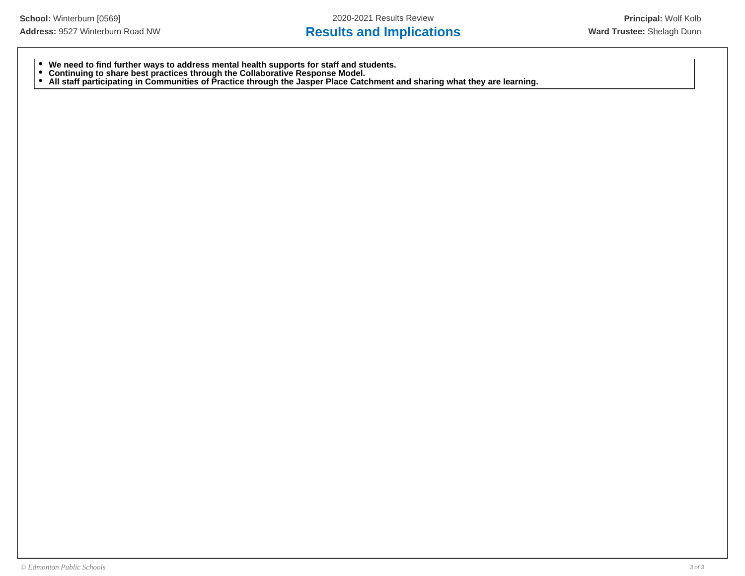- **We need to find further ways to address mental health supports for staff and students.**
- **Continuing to share best practices through the Collaborative Response Model.**
- **All staff participating in Communities of Practice through the Jasper Place Catchment and sharing what they are learning.**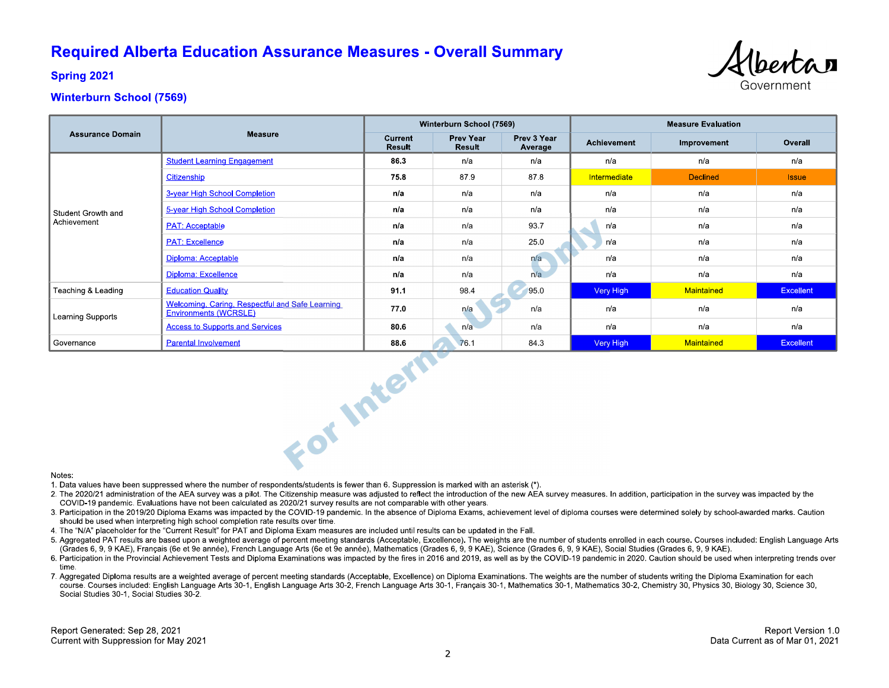# Required Alberta Education Assurance Measures - Overall Summary

### Spring 2021

### Winterburn School (7569)

| Assurance Domain | Measure | Winterburn School (7569) | | | Measure Evaluation | | |
|---|---|---|---|---|---|---|---|
| | | Current Result | Prev Year Result | Prev 3 Year Average | Achievement | Improvement | Overall |
| Student Growth and Achievement | Student Learning Engagement | **86.3** | n/a | n/a | n/a | n/a | n/a |
| | Citizenship | **75.8** | 87.9 | 87.8 | Intermediate | Declined | Issue |
| | 3-year High School Completion | **n/a** | n/a | n/a | n/a | n/a | n/a |
| | 5-year High School Completion | **n/a** | n/a | n/a | n/a | n/a | n/a |
| | PAT: Acceptable | **n/a** | n/a | 93.7 | n/a | n/a | n/a |
| | PAT: Excellence | **n/a** | n/a | 25.0 | n/a | n/a | n/a |
| | Diploma: Acceptable | **n/a** | n/a | n/a | n/a | n/a | n/a |
| | Diploma: Excellence | **n/a** | n/a | n/a | n/a | n/a | n/a |
| Teaching & Leading | Education Quality | **91.1** | 98.4 | 95.0 | Very High | Maintained | Excellent |
| Learning Supports | Welcoming, Caring, Respectful and Safe Learning Environments (WCRSLE) | **77.0** | n/a | n/a | n/a | n/a | n/a |
| | Access to Supports and Services | **80.6** | n/a | n/a | n/a | n/a | n/a |
| Governance | Parental Involvement | **88.6** | 76.1 | 84.3 | Very High | Maintained | Excellent |

For Internal Use Only

Notes:

1. Data values have been suppressed where the number of respondents/students is fewer than 6. Suppression is marked with an asterisk (*).
2. The 2020/21 administration of the AEA survey was a pilot. The Citizenship measure was adjusted to reflect the introduction of the new AEA survey measures. In addition, participation in the survey was impacted by the COVID-19 pandemic. Evaluations have not been calculated as 2020/21 survey results are not comparable with other years.
3. Participation in the 2019/20 Diploma Exams was impacted by the COVID-19 pandemic. In the absence of Diploma Exams, achievement level of diploma courses were determined solely by school-awarded marks. Caution should be used when interpreting high school completion rate results over time.
4. The "N/A" placeholder for the "Current Result" for PAT and Diploma Exam measures are included until results can be updated in the Fall.
5. Aggregated PAT results are based upon a weighted average of percent meeting standards (Acceptable, Excellence). The weights are the number of students enrolled in each course. Courses included: English Language Arts (Grades 6, 9, 9 KAE), Français (6e et 9e année), French Language Arts (6e et 9e année), Mathematics (Grades 6, 9, 9 KAE), Science (Grades 6, 9, 9 KAE), Social Studies (Grades 6, 9, 9 KAE).
6. Participation in the Provincial Achievement Tests and Diploma Examinations was impacted by the fires in 2016 and 2019, as well as by the COVID-19 pandemic in 2020. Caution should be used when interpreting trends over time.
7. Aggregated Diploma results are a weighted average of percent meeting standards (Acceptable, Excellence) on Diploma Examinations. The weights are the number of students writing the Diploma Examination for each course. Courses included: English Language Arts 30-1, English Language Arts 30-2, French Language Arts 30-1, Français 30-1, Mathematics 30-1, Mathematics 30-2, Chemistry 30, Physics 30, Biology 30, Science 30, Social Studies 30-1, Social Studies 30-2.

Report Generated: Sep 28, 2021
Current with Suppression for May 2021

Report Version 1.0
Data Current as of Mar 01, 2021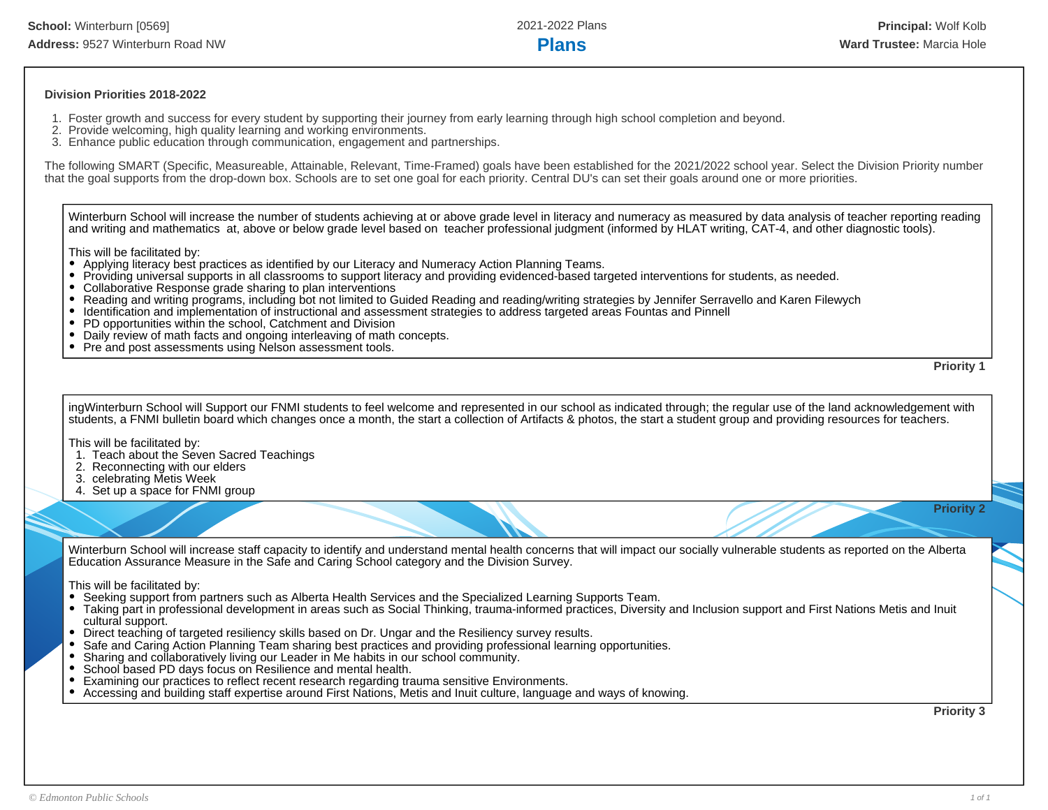**School:** Winterburn [0569]
**Address:** 9527 Winterburn Road NW

2021-2022 Plans

# Plans

**Principal:** Wolf Kolb
**Ward Trustee:** Marcia Hole

**Division Priorities 2018-2022**

1. Foster growth and success for every student by supporting their journey from early learning through high school completion and beyond.
2. Provide welcoming, high quality learning and working environments.
3. Enhance public education through communication, engagement and partnerships.

The following SMART (Specific, Measureable, Attainable, Relevant, Time-Framed) goals have been established for the 2021/2022 school year. Select the Division Priority number that the goal supports from the drop-down box. Schools are to set one goal for each priority. Central DU's can set their goals around one or more priorities.

Winterburn School will increase the number of students achieving at or above grade level in literacy and numeracy as measured by data analysis of teacher reporting reading and writing and mathematics at, above or below grade level based on teacher professional judgment (informed by HLAT writing, CAT-4, and other diagnostic tools).

This will be facilitated by:

- Applying literacy best practices as identified by our Literacy and Numeracy Action Planning Teams.
- Providing universal supports in all classrooms to support literacy and providing evidenced-based targeted interventions for students, as needed.
- Collaborative Response grade sharing to plan interventions
- Reading and writing programs, including bot not limited to Guided Reading and reading/writing strategies by Jennifer Serravello and Karen Filewych
- Identification and implementation of instructional and assessment strategies to address targeted areas Fountas and Pinnell
- PD opportunities within the school, Catchment and Division
- Daily review of math facts and ongoing interleaving of math concepts.
- Pre and post assessments using Nelson assessment tools.

**Priority 1**

ingWinterburn School will Support our FNMI students to feel welcome and represented in our school as indicated through; the regular use of the land acknowledgement with students, a FNMI bulletin board which changes once a month, the start a collection of Artifacts & photos, the start a student group and providing resources for teachers.

This will be facilitated by:

1. Teach about the Seven Sacred Teachings
2. Reconnecting with our elders
3. celebrating Metis Week
4. Set up a space for FNMI group

**Priority 2**

Winterburn School will increase staff capacity to identify and understand mental health concerns that will impact our socially vulnerable students as reported on the Alberta Education Assurance Measure in the Safe and Caring School category and the Division Survey.

This will be facilitated by:

- Seeking support from partners such as Alberta Health Services and the Specialized Learning Supports Team.
- Taking part in professional development in areas such as Social Thinking, trauma-informed practices, Diversity and Inclusion support and First Nations Metis and Inuit cultural support.
- Direct teaching of targeted resiliency skills based on Dr. Ungar and the Resiliency survey results.
- Safe and Caring Action Planning Team sharing best practices and providing professional learning opportunities.
- Sharing and collaboratively living our Leader in Me habits in our school community.
- School based PD days focus on Resilience and mental health.
- Examining our practices to reflect recent research regarding trauma sensitive Environments.
- Accessing and building staff expertise around First Nations, Metis and Inuit culture, language and ways of knowing.

**Priority 3**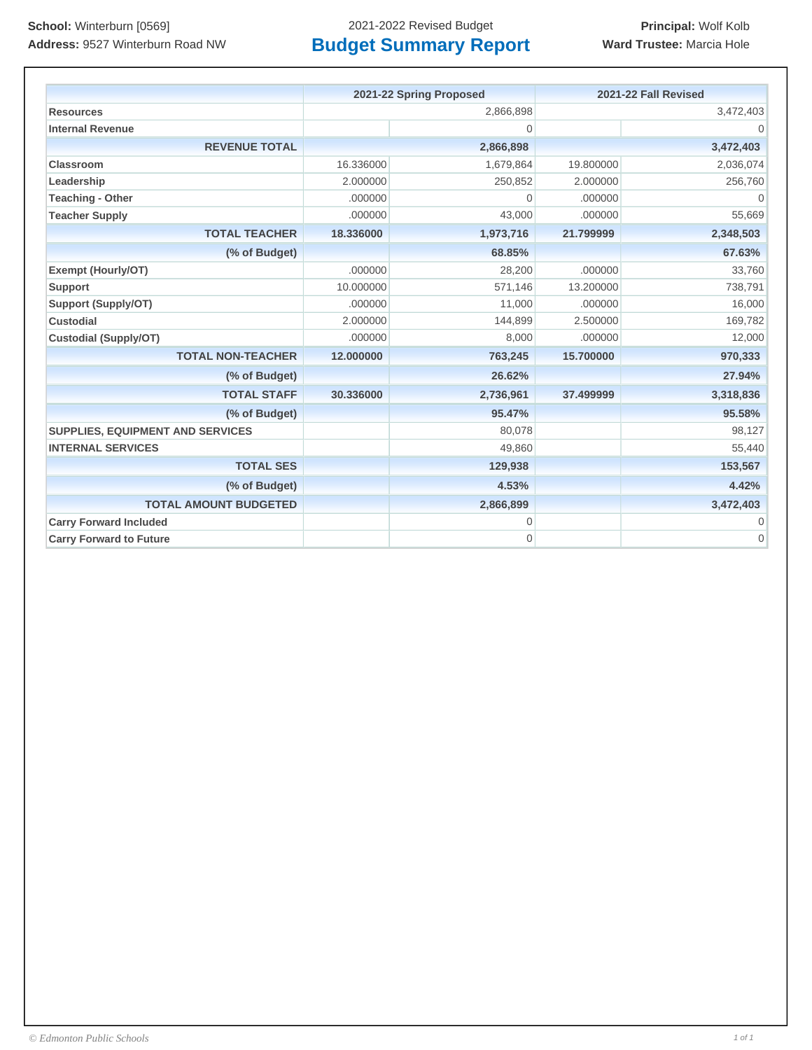**School:** Winterburn [0569]
**Address:** 9527 Winterburn Road NW

2021-2022 Revised Budget

# Budget Summary Report

**Principal:** Wolf Kolb
**Ward Trustee:** Marcia Hole

| | 2021-22 Spring Proposed | | 2021-22 Fall Revised | |
|---|---|---|---|---|
| **Resources** | | 2,866,898 | | 3,472,403 |
| **Internal Revenue** | | 0 | | 0 |
| **REVENUE TOTAL** | | **2,866,898** | | **3,472,403** |
| **Classroom** | 16.336000 | 1,679,864 | 19.800000 | 2,036,074 |
| **Leadership** | 2.000000 | 250,852 | 2.000000 | 256,760 |
| **Teaching - Other** | .000000 | 0 | .000000 | 0 |
| **Teacher Supply** | .000000 | 43,000 | .000000 | 55,669 |
| **TOTAL TEACHER** | **18.336000** | **1,973,716** | **21.799999** | **2,348,503** |
| **(% of Budget)** | | **68.85%** | | **67.63%** |
| **Exempt (Hourly/OT)** | .000000 | 28,200 | .000000 | 33,760 |
| **Support** | 10.000000 | 571,146 | 13.200000 | 738,791 |
| **Support (Supply/OT)** | .000000 | 11,000 | .000000 | 16,000 |
| **Custodial** | 2.000000 | 144,899 | 2.500000 | 169,782 |
| **Custodial (Supply/OT)** | .000000 | 8,000 | .000000 | 12,000 |
| **TOTAL NON-TEACHER** | **12.000000** | **763,245** | **15.700000** | **970,333** |
| **(% of Budget)** | | **26.62%** | | **27.94%** |
| **TOTAL STAFF** | **30.336000** | **2,736,961** | **37.499999** | **3,318,836** |
| **(% of Budget)** | | **95.47%** | | **95.58%** |
| **SUPPLIES, EQUIPMENT AND SERVICES** | | 80,078 | | 98,127 |
| **INTERNAL SERVICES** | | 49,860 | | 55,440 |
| **TOTAL SES** | | **129,938** | | **153,567** |
| **(% of Budget)** | | **4.53%** | | **4.42%** |
| **TOTAL AMOUNT BUDGETED** | | **2,866,899** | | **3,472,403** |
| **Carry Forward Included** | | 0 | | 0 |
| **Carry Forward to Future** | | 0 | | 0 |